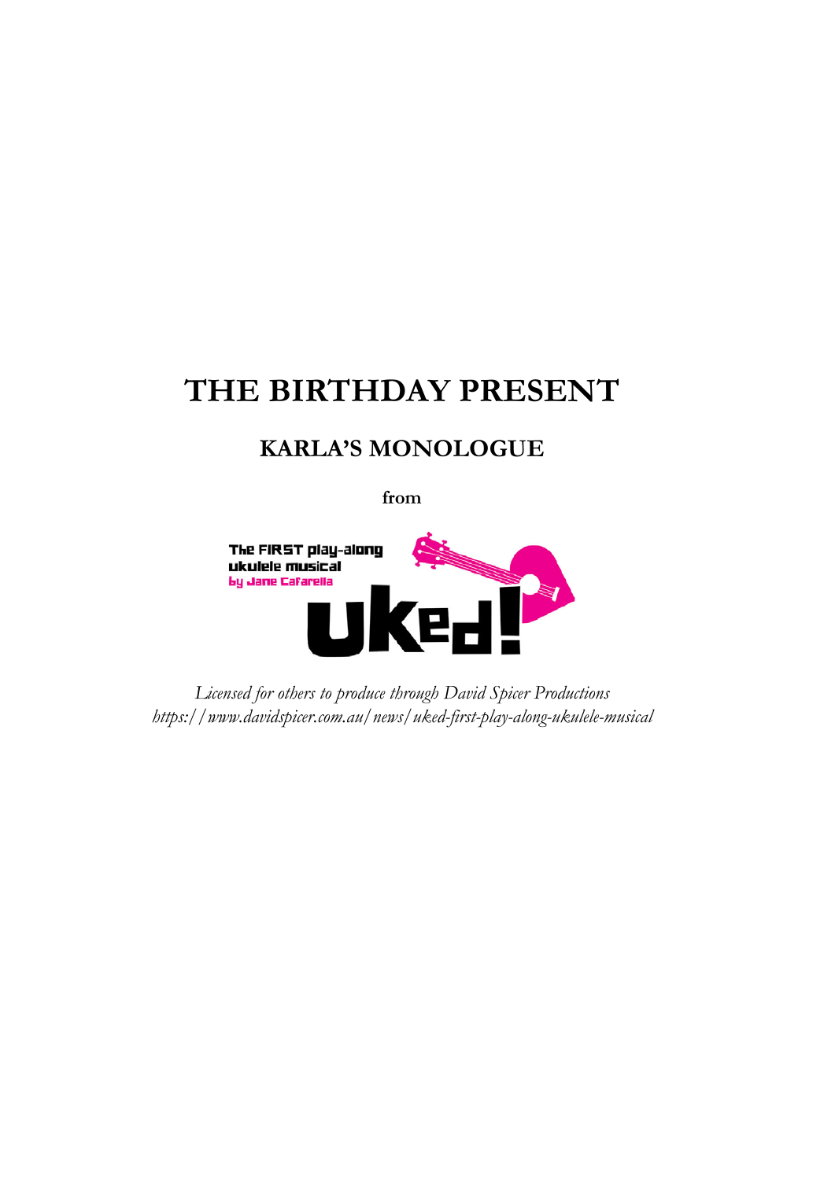# THE BIRTHDAY PRESENT

## KARLA'S MONOLOGUE

**from**

The FIRST play-along ukulele musical
by Jane Cafarella

Uked!

*Licensed for others to produce through David Spicer Productions*
*https://www.davidspicer.com.au/news/uked-first-play-along-ukulele-musical*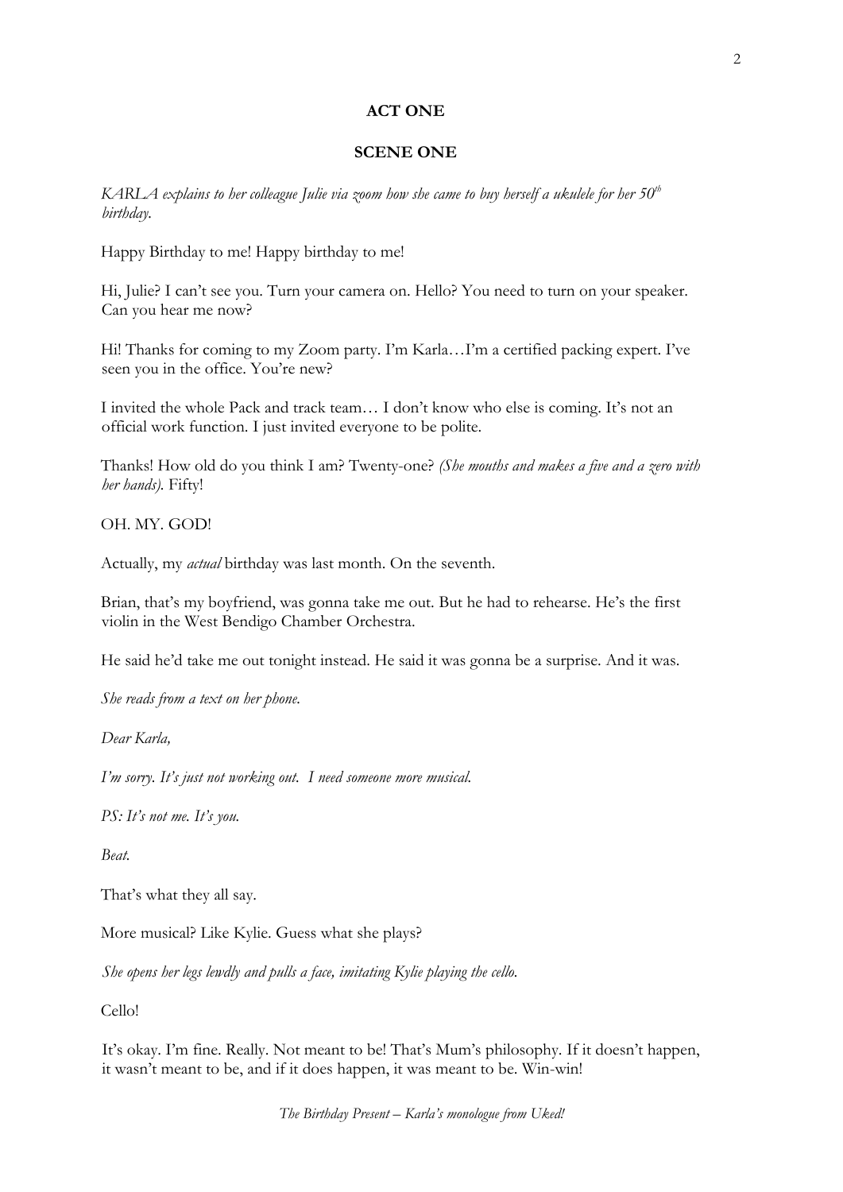**ACT ONE**

**SCENE ONE**

*KARLA explains to her colleague Julie via zoom how she came to buy herself a ukulele for her 50th birthday.*

Happy Birthday to me! Happy birthday to me!

Hi, Julie? I can't see you. Turn your camera on. Hello? You need to turn on your speaker. Can you hear me now?

Hi! Thanks for coming to my Zoom party. I'm Karla…I'm a certified packing expert. I've seen you in the office. You're new?

I invited the whole Pack and track team… I don't know who else is coming. It's not an official work function. I just invited everyone to be polite.

Thanks! How old do you think I am? Twenty-one? *(She mouths and makes a five and a zero with her hands).* Fifty!

OH. MY. GOD!

Actually, my *actual* birthday was last month. On the seventh.

Brian, that's my boyfriend, was gonna take me out. But he had to rehearse. He's the first violin in the West Bendigo Chamber Orchestra.

He said he'd take me out tonight instead. He said it was gonna be a surprise. And it was.

*She reads from a text on her phone.*

*Dear Karla,*

*I'm sorry. It's just not working out. I need someone more musical.*

*PS: It's not me. It's you.*

*Beat.*

That's what they all say.

More musical? Like Kylie. Guess what she plays?

*She opens her legs lewdly and pulls a face, imitating Kylie playing the cello.*

Cello!

It's okay. I'm fine. Really. Not meant to be! That's Mum's philosophy. If it doesn't happen, it wasn't meant to be, and if it does happen, it was meant to be. Win-win!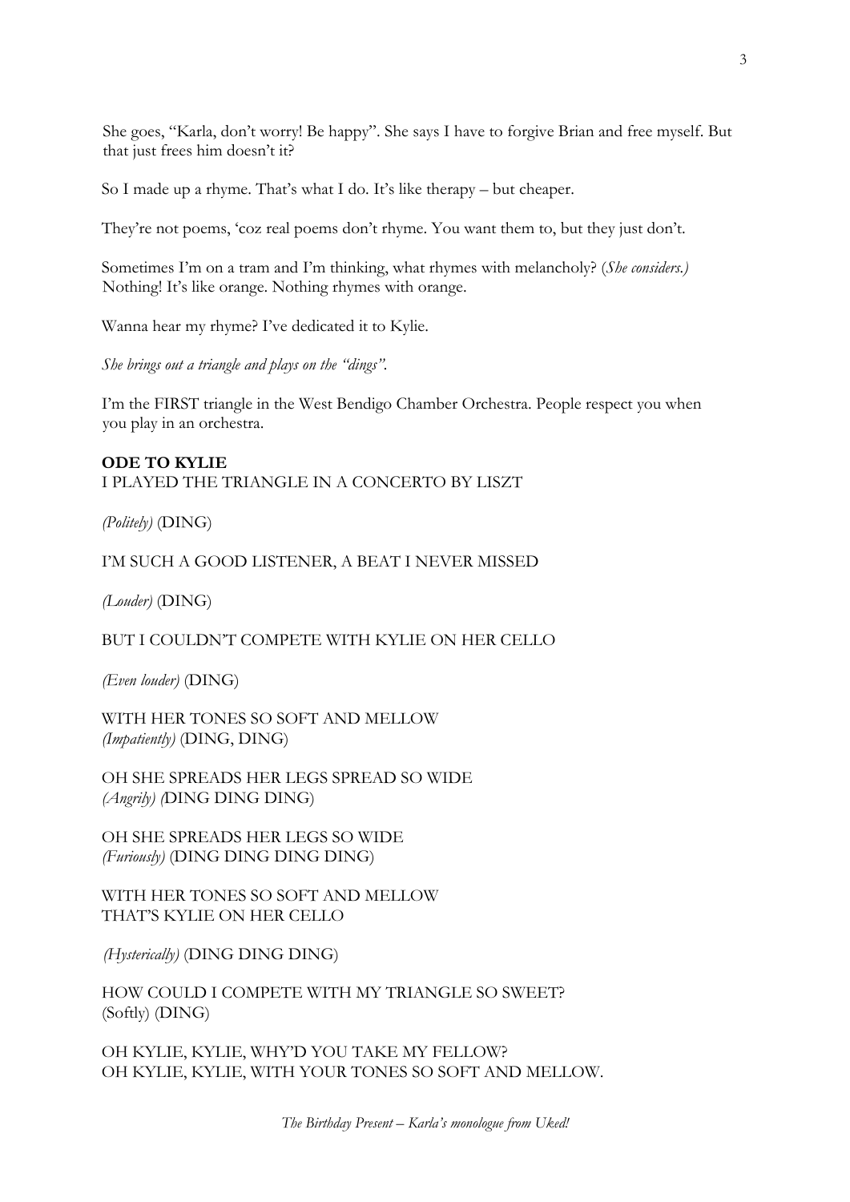She goes, "Karla, don't worry! Be happy". She says I have to forgive Brian and free myself. But that just frees him doesn't it?

So I made up a rhyme. That's what I do. It's like therapy – but cheaper.

They're not poems, 'coz real poems don't rhyme. You want them to, but they just don't.

Sometimes I'm on a tram and I'm thinking, what rhymes with melancholy? (*She considers.*) Nothing! It's like orange. Nothing rhymes with orange.

Wanna hear my rhyme? I've dedicated it to Kylie.

*She brings out a triangle and plays on the "dings".*

I'm the FIRST triangle in the West Bendigo Chamber Orchestra. People respect you when you play in an orchestra.

**ODE TO KYLIE**
I PLAYED THE TRIANGLE IN A CONCERTO BY LISZT

*(Politely)* (DING)

I'M SUCH A GOOD LISTENER, A BEAT I NEVER MISSED

*(Louder)* (DING)

BUT I COULDN'T COMPETE WITH KYLIE ON HER CELLO

*(Even louder)* (DING)

WITH HER TONES SO SOFT AND MELLOW
*(Impatiently)* (DING, DING)

OH SHE SPREADS HER LEGS SPREAD SO WIDE
*(Angrily) (*DING DING DING)

OH SHE SPREADS HER LEGS SO WIDE
*(Furiously)* (DING DING DING DING)

WITH HER TONES SO SOFT AND MELLOW
THAT'S KYLIE ON HER CELLO

*(Hysterically)* (DING DING DING)

HOW COULD I COMPETE WITH MY TRIANGLE SO SWEET?
(Softly) (DING)

OH KYLIE, KYLIE, WHY'D YOU TAKE MY FELLOW?
OH KYLIE, KYLIE, WITH YOUR TONES SO SOFT AND MELLOW.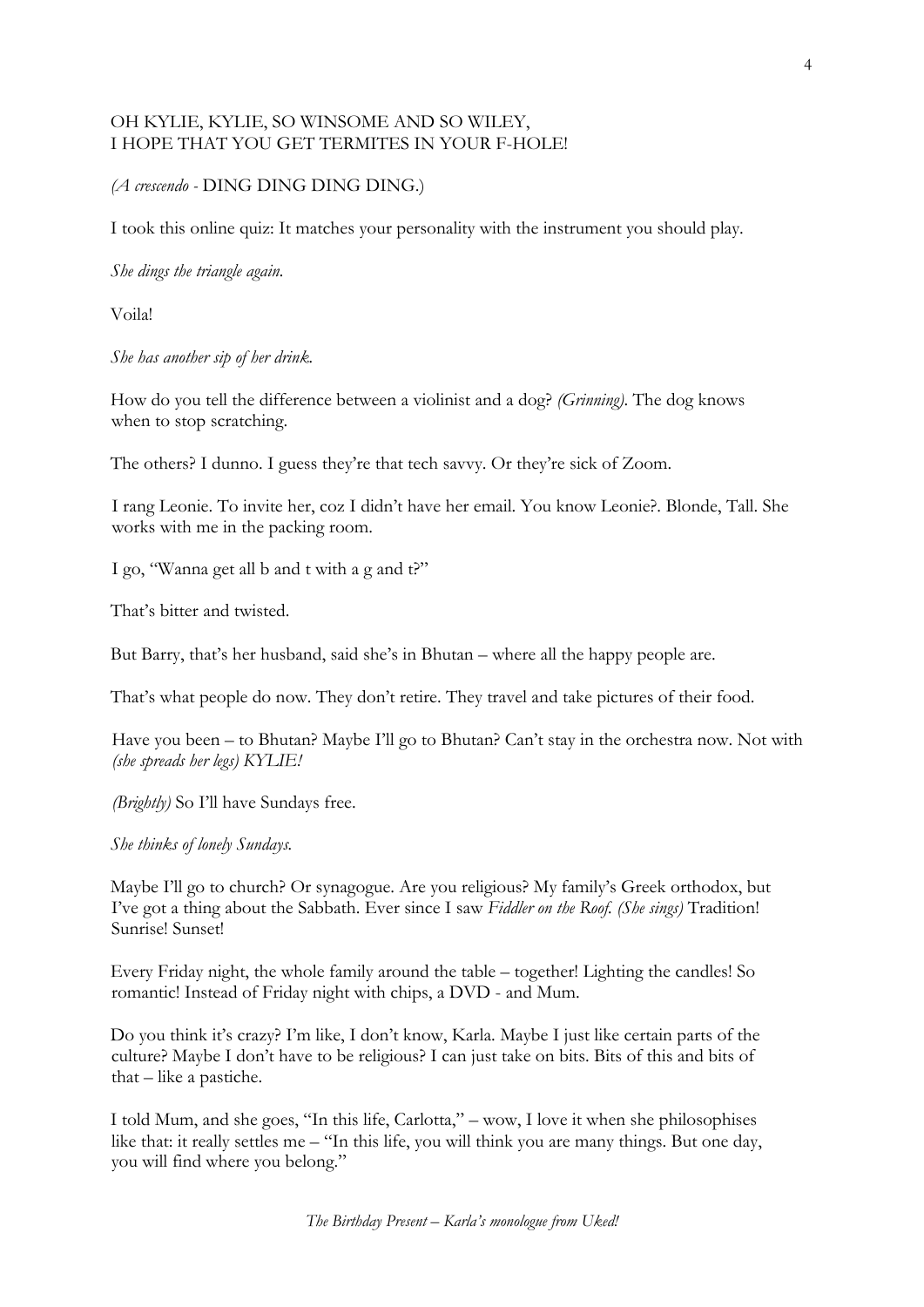OH KYLIE, KYLIE, SO WINSOME AND SO WILEY,
I HOPE THAT YOU GET TERMITES IN YOUR F-HOLE!

*(A crescendo -* DING DING DING DING.)

I took this online quiz: It matches your personality with the instrument you should play.

*She dings the triangle again.*

Voila!

*She has another sip of her drink.*

How do you tell the difference between a violinist and a dog? *(Grinning).* The dog knows when to stop scratching.

The others? I dunno. I guess they're that tech savvy. Or they're sick of Zoom.

I rang Leonie. To invite her, coz I didn't have her email. You know Leonie?. Blonde, Tall. She works with me in the packing room.

I go, "Wanna get all b and t with a g and t?"

That's bitter and twisted.

But Barry, that's her husband, said she's in Bhutan – where all the happy people are.

That's what people do now. They don't retire. They travel and take pictures of their food.

Have you been – to Bhutan? Maybe I'll go to Bhutan? Can't stay in the orchestra now. Not with *(she spreads her legs) KYLIE!*

*(Brightly)* So I'll have Sundays free.

*She thinks of lonely Sundays.*

Maybe I'll go to church? Or synagogue. Are you religious? My family's Greek orthodox, but I've got a thing about the Sabbath. Ever since I saw *Fiddler on the Roof. (She sings)* Tradition! Sunrise! Sunset!

Every Friday night, the whole family around the table – together! Lighting the candles! So romantic! Instead of Friday night with chips, a DVD - and Mum.

Do you think it's crazy? I'm like, I don't know, Karla. Maybe I just like certain parts of the culture? Maybe I don't have to be religious? I can just take on bits. Bits of this and bits of that – like a pastiche.

I told Mum, and she goes, "In this life, Carlotta," – wow, I love it when she philosophises like that: it really settles me – "In this life, you will think you are many things. But one day, you will find where you belong."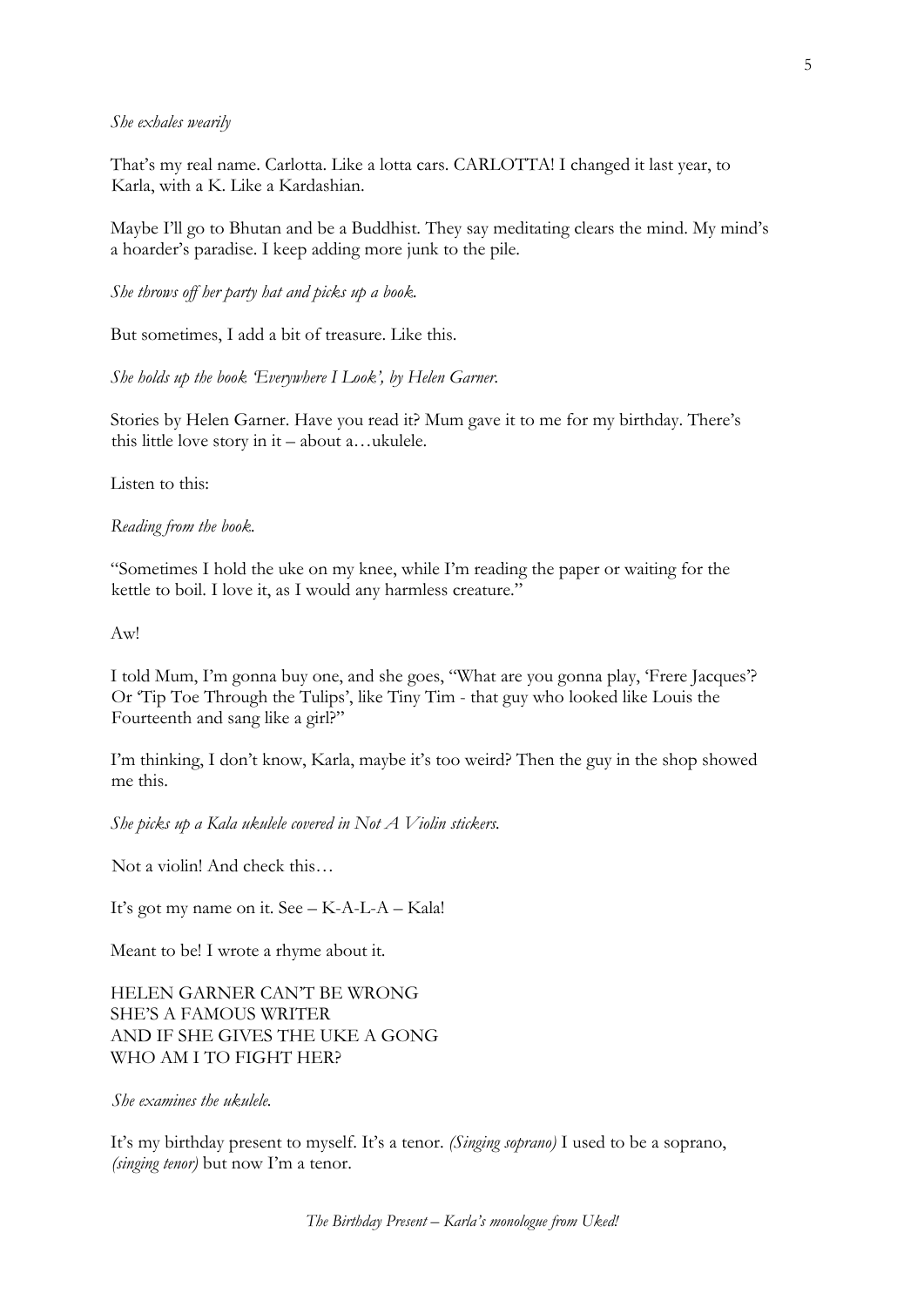*She exhales wearily*

That's my real name. Carlotta. Like a lotta cars. CARLOTTA! I changed it last year, to Karla, with a K. Like a Kardashian.

Maybe I'll go to Bhutan and be a Buddhist. They say meditating clears the mind. My mind's a hoarder's paradise. I keep adding more junk to the pile.

*She throws off her party hat and picks up a book.*

But sometimes, I add a bit of treasure. Like this.

*She holds up the book 'Everywhere I Look', by Helen Garner.*

Stories by Helen Garner. Have you read it? Mum gave it to me for my birthday. There's this little love story in it – about a…ukulele.

Listen to this:

*Reading from the book.*

"Sometimes I hold the uke on my knee, while I'm reading the paper or waiting for the kettle to boil. I love it, as I would any harmless creature."

Aw!

I told Mum, I'm gonna buy one, and she goes, "What are you gonna play, 'Frere Jacques'? Or 'Tip Toe Through the Tulips', like Tiny Tim - that guy who looked like Louis the Fourteenth and sang like a girl?"

I'm thinking, I don't know, Karla, maybe it's too weird? Then the guy in the shop showed me this.

*She picks up a Kala ukulele covered in Not A Violin stickers.*

Not a violin! And check this…

It's got my name on it. See – K-A-L-A – Kala!

Meant to be! I wrote a rhyme about it.

HELEN GARNER CAN'T BE WRONG
SHE'S A FAMOUS WRITER
AND IF SHE GIVES THE UKE A GONG
WHO AM I TO FIGHT HER?

*She examines the ukulele.*

It's my birthday present to myself. It's a tenor. *(Singing soprano)* I used to be a soprano, *(singing tenor)* but now I'm a tenor.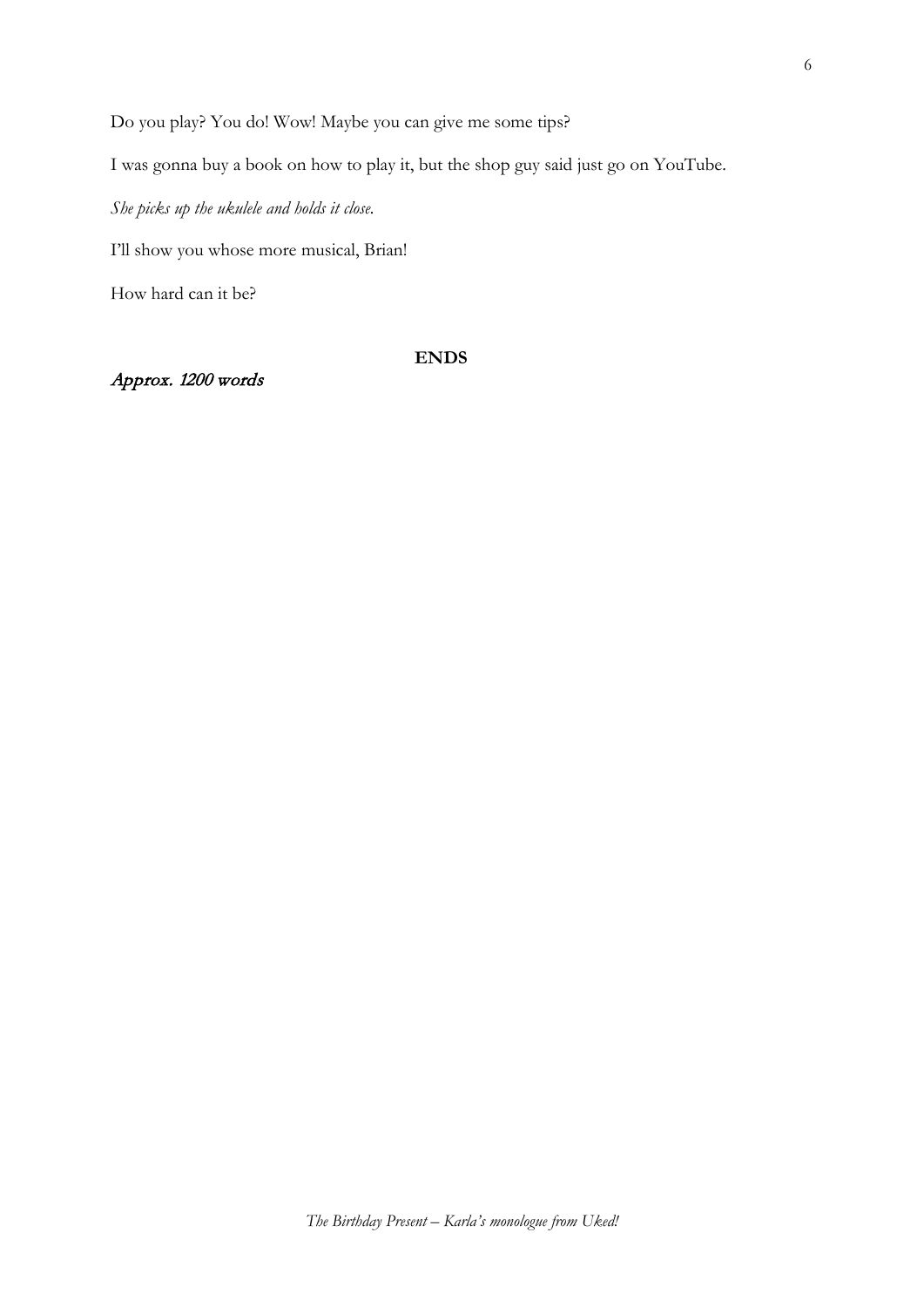Do you play? You do! Wow! Maybe you can give me some tips?

I was gonna buy a book on how to play it, but the shop guy said just go on YouTube.

*She picks up the ukulele and holds it close.*

I'll show you whose more musical, Brian!

How hard can it be?

**ENDS**

*Approx. 1200 words*